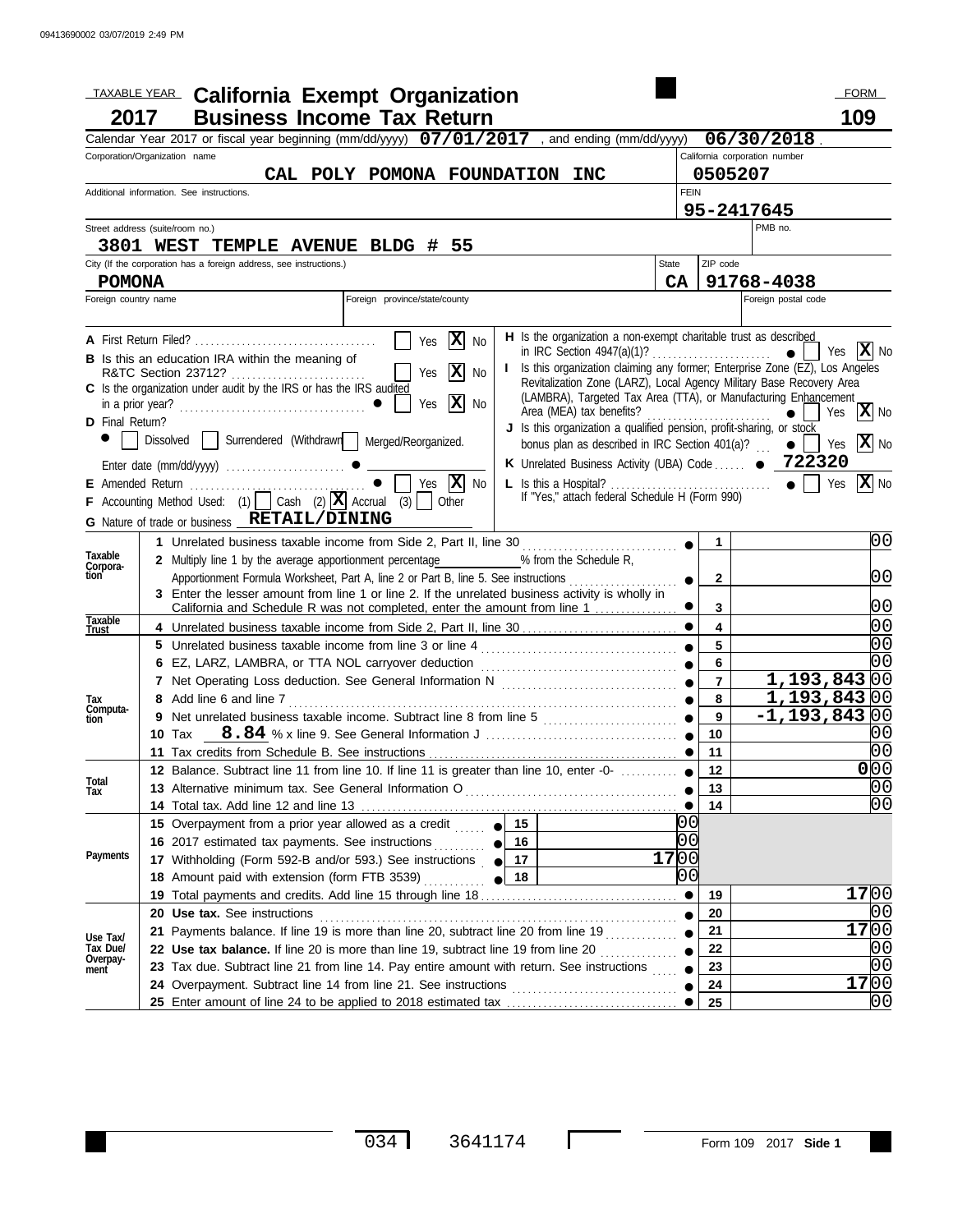09413690002 03/07/2019 2:49 PM

TAXABLE YEAR **2017**

# California Exempt Organization Business Income Tax Return

FORM **109**

Calendar Year 2017 or fiscal year beginning (mm/dd/yyyy) **07/01/2017** , and ending (mm/dd/yyyy) **06/30/2018** .

| Corporation/Organization name | California corporation number |
|---|---|
| CAL POLY POMONA FOUNDATION INC | 0505207 |
| Additional information. See instructions. | FEIN 95-2417645 |
| Street address (suite/room no.) 3801 WEST TEMPLE AVENUE BLDG # 55 | PMB no. |
| City (If the corporation has a foreign address, see instructions.) POMONA | State CA · ZIP code 91768-4038 |
| Foreign country name | Foreign province/state/county · Foreign postal code |

A First Return Filed? [ ] Yes [X] No

B Is this an education IRA within the meaning of R&TC Section 23712? [ ] Yes [X] No

C Is the organization under audit by the IRS or has the IRS audited in a prior year? [ ] Yes [X] No

D Final Return? [ ] Dissolved [ ] Surrendered (Withdrawn) [ ] Merged/Reorganized.

Enter date (mm/dd/yyyy)

E Amended Return [ ] Yes [X] No

F Accounting Method Used: (1) [ ] Cash (2) [X] Accrual (3) [ ] Other

G Nature of trade or business **RETAIL/DINING**

H Is the organization a non-exempt charitable trust as described in IRC Section 4947(a)(1)? [ ] Yes [X] No

I Is this organization claiming any former; Enterprise Zone (EZ), Los Angeles Revitalization Zone (LARZ), Local Agency Military Base Recovery Area (LAMBRA), Targeted Tax Area (TTA), or Manufacturing Enhancement Area (MEA) tax benefits? [ ] Yes [X] No

J Is this organization a qualified pension, profit-sharing, or stock bonus plan as described in IRC Section 401(a)? [ ] Yes [X] No

K Unrelated Business Activity (UBA) Code **722320**

L Is this a Hospital? [ ] Yes [X] No
If "Yes," attach federal Schedule H (Form 990)

| Section | Line | Description | Line no. | Amount |
|---|---|---|---|---|
| Taxable Corporation | 1 | Unrelated business taxable income from Side 2, Part II, line 30 | 1 | 00 |
| | 2 | Multiply line 1 by the average apportionment percentage ______ % from the Schedule R, Apportionment Formula Worksheet, Part A, line 2 or Part B, line 5. See instructions | 2 | 00 |
| | 3 | Enter the lesser amount from line 1 or line 2. If the unrelated business activity is wholly in California and Schedule R was not completed, enter the amount from line 1 | 3 | 00 |
| Taxable Trust | 4 | Unrelated business taxable income from Side 2, Part II, line 30 | 4 | 00 |
| Tax Computation | 5 | Unrelated business taxable income from line 3 or line 4 | 5 | 00 |
| | 6 | EZ, LARZ, LAMBRA, or TTA NOL carryover deduction | 6 | 00 |
| | 7 | Net Operating Loss deduction. See General Information N | 7 | 1,193,843 00 |
| | 8 | Add line 6 and line 7 | 8 | 1,193,843 00 |
| | 9 | Net unrelated business taxable income. Subtract line 8 from line 5 | 9 | -1,193,843 00 |
| | 10 | Tax **8.84** % x line 9. See General Information J | 10 | 00 |
| | 11 | Tax credits from Schedule B. See instructions | 11 | 00 |
| Total Tax | 12 | Balance. Subtract line 11 from line 10. If line 11 is greater than line 10, enter -0- | 12 | 0 00 |
| | 13 | Alternative minimum tax. See General Information O | 13 | 00 |
| | 14 | Total tax. Add line 12 and line 13 | 14 | 00 |
| Payments | 15 | Overpayment from a prior year allowed as a credit | 15 | 00 |
| | 16 | 2017 estimated tax payments. See instructions | 16 | 00 |
| | 17 | Withholding (Form 592-B and/or 593.) See instructions | 17 | 17 00 |
| | 18 | Amount paid with extension (form FTB 3539) | 18 | 00 |
| | 19 | Total payments and credits. Add line 15 through line 18 | 19 | 17 00 |
| Use Tax/ Tax Due/ Overpayment | 20 | **Use tax.** See instructions | 20 | 00 |
| | 21 | Payments balance. If line 19 is more than line 20, subtract line 20 from line 19 | 21 | 17 00 |
| | 22 | **Use tax balance.** If line 20 is more than line 19, subtract line 19 from line 20 | 22 | 00 |
| | 23 | Tax due. Subtract line 21 from line 14. Pay entire amount with return. See instructions | 23 | 00 |
| | 24 | Overpayment. Subtract line 14 from line 21. See instructions | 24 | 17 00 |
| | 25 | Enter amount of line 24 to be applied to 2018 estimated tax | 25 | 00 |

034 3641174

Form 109 2017 Side 1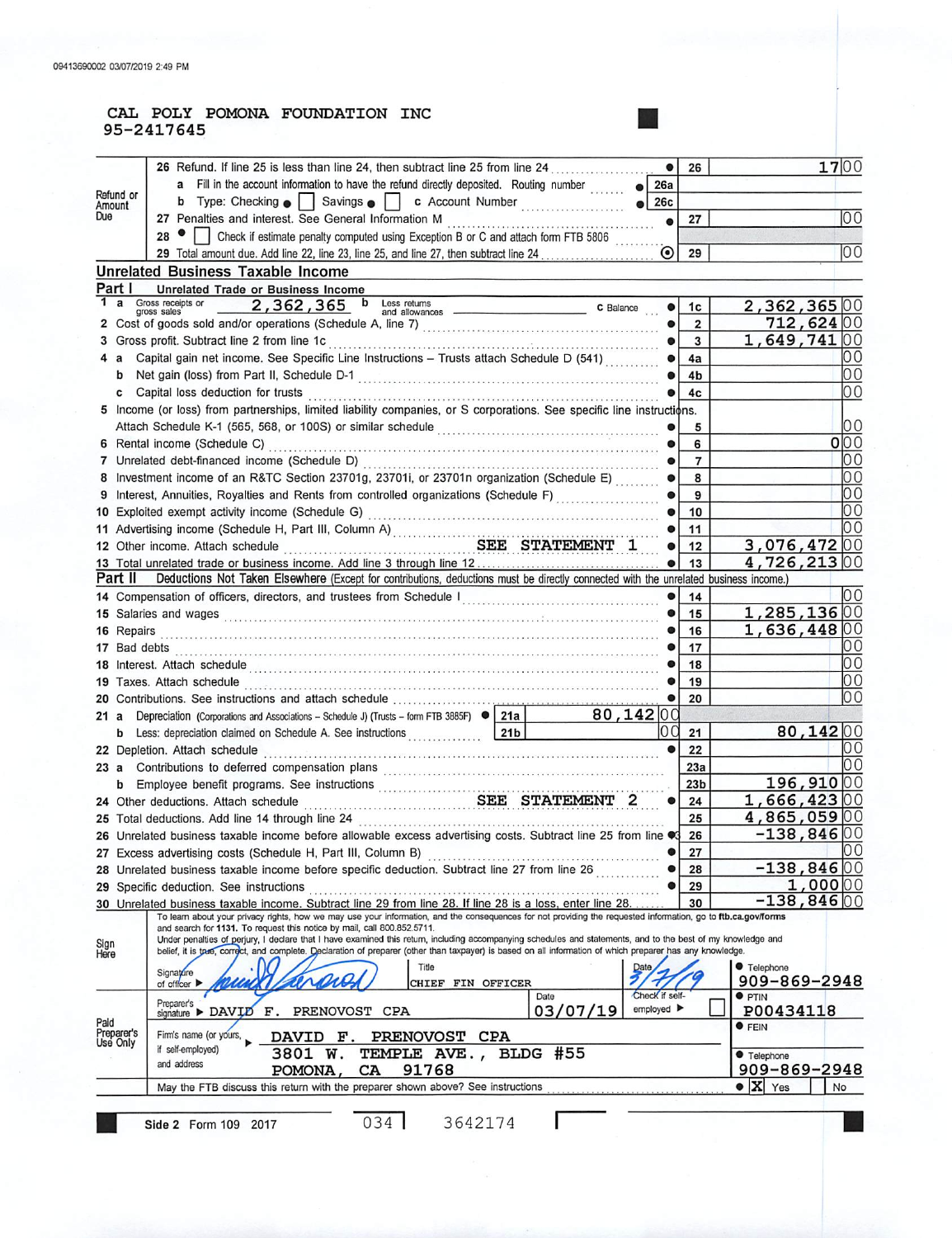CAL POLY POMONA FOUNDATION INC
95-2417645

**Refund or Amount Due**

| | | | |
|---|---|---|---|
| 26 Refund. If line 25 is less than line 24, then subtract line 25 from line 24 | ● | 26 | 17 00 |
| a Fill in the account information to have the refund directly deposited. Routing number | ● | 26a | |
| b Type: Checking ● ☐ Savings ● ☐ c Account Number | ● | 26c | |
| 27 Penalties and interest. See General Information M | ● | 27 | 00 |
| 28 ● ☐ Check if estimate penalty computed using Exception B or C and attach form FTB 5806 | | | |
| 29 Total amount due. Add line 22, line 23, line 25, and line 27, then subtract line 24 | ⊙ | 29 | 00 |

## Unrelated Business Taxable Income

### Part I Unrelated Trade or Business Income

| | | | |
|---|---|---|---|
| 1 a Gross receipts or gross sales 2,362,365 b Less returns and allowances ______ c Balance | ● | 1c | 2,362,365 00 |
| 2 Cost of goods sold and/or operations (Schedule A, line 7) | ● | 2 | 712,624 00 |
| 3 Gross profit. Subtract line 2 from line 1c | ● | 3 | 1,649,741 00 |
| 4 a Capital gain net income. See Specific Line Instructions – Trusts attach Schedule D (541) | ● | 4a | 00 |
| b Net gain (loss) from Part II, Schedule D-1 | ● | 4b | 00 |
| c Capital loss deduction for trusts | ● | 4c | 00 |
| 5 Income (or loss) from partnerships, limited liability companies, or S corporations. See specific line instructions. Attach Schedule K-1 (565, 568, or 100S) or similar schedule | ● | 5 | 00 |
| 6 Rental income (Schedule C) | ● | 6 | 0 00 |
| 7 Unrelated debt-financed income (Schedule D) | ● | 7 | 00 |
| 8 Investment income of an R&TC Section 23701g, 23701i, or 23701n organization (Schedule E) | ● | 8 | 00 |
| 9 Interest, Annuities, Royalties and Rents from controlled organizations (Schedule F) | ● | 9 | 00 |
| 10 Exploited exempt activity income (Schedule G) | ● | 10 | 00 |
| 11 Advertising income (Schedule H, Part III, Column A) | ● | 11 | 00 |
| 12 Other income. Attach schedule SEE STATEMENT 1 | ● | 12 | 3,076,472 00 |
| 13 Total unrelated trade or business income. Add line 3 through line 12 | ● | 13 | 4,726,213 00 |

### Part II Deductions Not Taken Elsewhere (Except for contributions, deductions must be directly connected with the unrelated business income.)

| | | | |
|---|---|---|---|
| 14 Compensation of officers, directors, and trustees from Schedule I | ● | 14 | 00 |
| 15 Salaries and wages | ● | 15 | 1,285,136 00 |
| 16 Repairs | ● | 16 | 1,636,448 00 |
| 17 Bad debts | ● | 17 | 00 |
| 18 Interest. Attach schedule | ● | 18 | 00 |
| 19 Taxes. Attach schedule | ● | 19 | 00 |
| 20 Contributions. See instructions and attach schedule | ● | 20 | 00 |
| 21 a Depreciation (Corporations and Associations – Schedule J) (Trusts – form FTB 3885F) ● 21a 80,142 00 | | | |
| b Less: depreciation claimed on Schedule A. See instructions 21b 00 | | 21 | 80,142 00 |
| 22 Depletion. Attach schedule | ● | 22 | 00 |
| 23 a Contributions to deferred compensation plans | | 23a | 00 |
| b Employee benefit programs. See instructions | | 23b | 196,910 00 |
| 24 Other deductions. Attach schedule SEE STATEMENT 2 | ● | 24 | 1,666,423 00 |
| 25 Total deductions. Add line 14 through line 24 | | 25 | 4,865,059 00 |
| 26 Unrelated business taxable income before allowable excess advertising costs. Subtract line 25 from line 13 | ● | 26 | -138,846 00 |
| 27 Excess advertising costs (Schedule H, Part III, Column B) | ● | 27 | 00 |
| 28 Unrelated business taxable income before specific deduction. Subtract line 27 from line 26 | ● | 28 | -138,846 00 |
| 29 Specific deduction. See instructions | ● | 29 | 1,000 00 |
| 30 Unrelated business taxable income. Subtract line 29 from line 28. If line 28 is a loss, enter line 28 | | 30 | -138,846 00 |

To learn about your privacy rights, how we may use your information, and the consequences for not providing the requested information, go to ftb.ca.gov/forms and search for 1131. To request this notice by mail, call 800.852.5711.

**Sign Here** Under penalties of perjury, I declare that I have examined this return, including accompanying schedules and statements, and to the best of my knowledge and belief, it is true, correct, and complete. Declaration of preparer (other than taxpayer) is based on all information of which preparer has any knowledge.

Signature of officer ▶ [signature] Title: CHIEF FIN OFFICER Date: 3/7/19 ● Telephone: 909-869-2948

**Paid Preparer's Use Only**

Preparer's signature ▶ DAVID F. PRENOVOST CPA Date: 03/07/19 Check if self-employed ▶ ☐ ● PTIN: P00434118

Firm's name (or yours, if self-employed) and address ▶ DAVID F. PRENOVOST CPA, 3801 W. TEMPLE AVE., BLDG #55, POMONA, CA 91768 ● FEIN ● Telephone: 909-869-2948

May the FTB discuss this return with the preparer shown above? See instructions ● ☒ Yes ☐ No

Side 2 Form 109 2017 034 3642174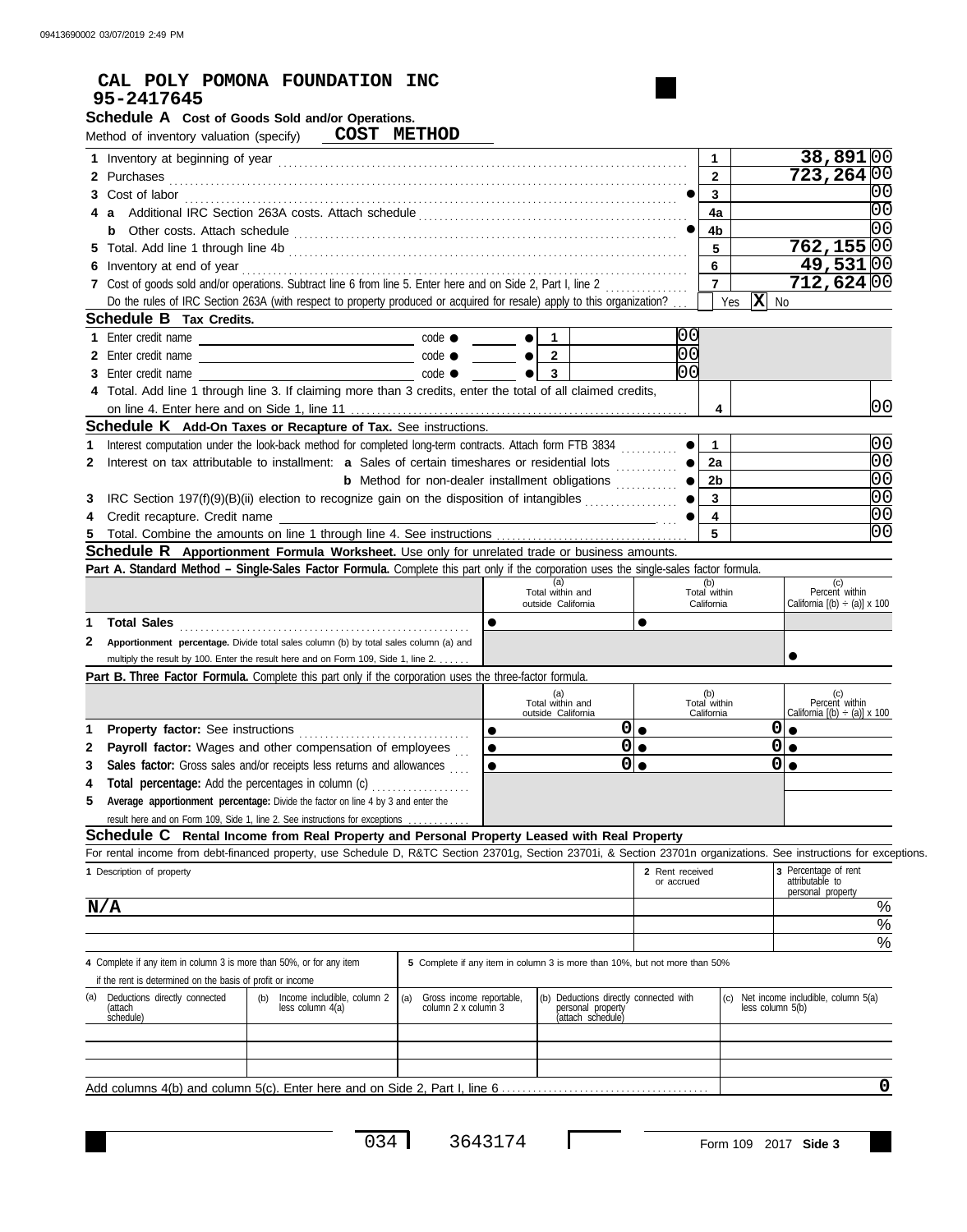**CAL POLY POMONA FOUNDATION INC**
**95-2417645**

## Schedule A Cost of Goods Sold and/or Operations.

Method of inventory valuation (specify) **COST METHOD**

| | | Line | Amount |
|---|---|---|---|
| 1 | Inventory at beginning of year | 1 | 38,891 00 |
| 2 | Purchases | 2 | 723,264 00 |
| 3 | Cost of labor | 3 | 00 |
| 4 a | Additional IRC Section 263A costs. Attach schedule | 4a | 00 |
| b | Other costs. Attach schedule | 4b | 00 |
| 5 | Total. Add line 1 through line 4b | 5 | 762,155 00 |
| 6 | Inventory at end of year | 6 | 49,531 00 |
| 7 | Cost of goods sold and/or operations. Subtract line 6 from line 5. Enter here and on Side 2, Part I, line 2 | 7 | 712,624 00 |

Do the rules of IRC Section 263A (with respect to property produced or acquired for resale) apply to this organization? [ ] Yes [X] No

## Schedule B Tax Credits.

| | | code | Line | Amount |
|---|---|---|---|---|
| 1 | Enter credit name | | 1 | 00 |
| 2 | Enter credit name | | 2 | 00 |
| 3 | Enter credit name | | 3 | 00 |
| 4 | Total. Add line 1 through line 3. If claiming more than 3 credits, enter the total of all claimed credits, on line 4. Enter here and on Side 1, line 11 | | 4 | 00 |

## Schedule K Add-On Taxes or Recapture of Tax. See instructions.

| | | Line | Amount |
|---|---|---|---|
| 1 | Interest computation under the look-back method for completed long-term contracts. Attach form FTB 3834 | 1 | 00 |
| 2 | Interest on tax attributable to installment: a Sales of certain timeshares or residential lots | 2a | 00 |
| | b Method for non-dealer installment obligations | 2b | 00 |
| 3 | IRC Section 197(f)(9)(B)(ii) election to recognize gain on the disposition of intangibles | 3 | 00 |
| 4 | Credit recapture. Credit name | 4 | 00 |
| 5 | Total. Combine the amounts on line 1 through line 4. See instructions | 5 | 00 |

## Schedule R Apportionment Formula Worksheet. Use only for unrelated trade or business amounts.

**Part A. Standard Method – Single-Sales Factor Formula.** Complete this part only if the corporation uses the single-sales factor formula.

| | | (a) Total within and outside California | (b) Total within California | (c) Percent within California [(b) ÷ (a)] x 100 |
|---|---|---|---|---|
| 1 | **Total Sales** | | | |
| 2 | **Apportionment percentage.** Divide total sales column (b) by total sales column (a) and multiply the result by 100. Enter the result here and on Form 109, Side 1, line 2. | | | |

**Part B. Three Factor Formula.** Complete this part only if the corporation uses the three-factor formula.

| | | (a) Total within and outside California | (b) Total within California | (c) Percent within California [(b) ÷ (a)] x 100 |
|---|---|---|---|---|
| 1 | **Property factor:** See instructions | 0 | 0 | |
| 2 | **Payroll factor:** Wages and other compensation of employees | 0 | 0 | |
| 3 | **Sales factor:** Gross sales and/or receipts less returns and allowances | 0 | 0 | |
| 4 | **Total percentage:** Add the percentages in column (c) | | | |
| 5 | **Average apportionment percentage:** Divide the factor on line 4 by 3 and enter the result here and on Form 109, Side 1, line 2. See instructions for exceptions | | | |

## Schedule C Rental Income from Real Property and Personal Property Leased with Real Property

For rental income from debt-financed property, use Schedule D, R&TC Section 23701g, Section 23701i, & Section 23701n organizations. See instructions for exceptions.

| 1 Description of property | 2 Rent received or accrued | 3 Percentage of rent attributable to personal property |
|---|---|---|
| N/A | | % |
| | | % |
| | | % |

4 Complete if any item in column 3 is more than 50%, or for any item if the rent is determined on the basis of profit or income

5 Complete if any item in column 3 is more than 10%, but not more than 50%

| 4(a) Deductions directly connected (attach schedule) | 4(b) Income includible, column 2 less column 4(a) | 5(a) Gross income reportable, column 2 x column 3 | 5(b) Deductions directly connected with personal property (attach schedule) | 5(c) Net income includible, column 5(a) less column 5(b) |
|---|---|---|---|---|
| | | | | |
| | | | | |
| | | | | |

Add columns 4(b) and column 5(c). Enter here and on Side 2, Part I, line 6 ........ 0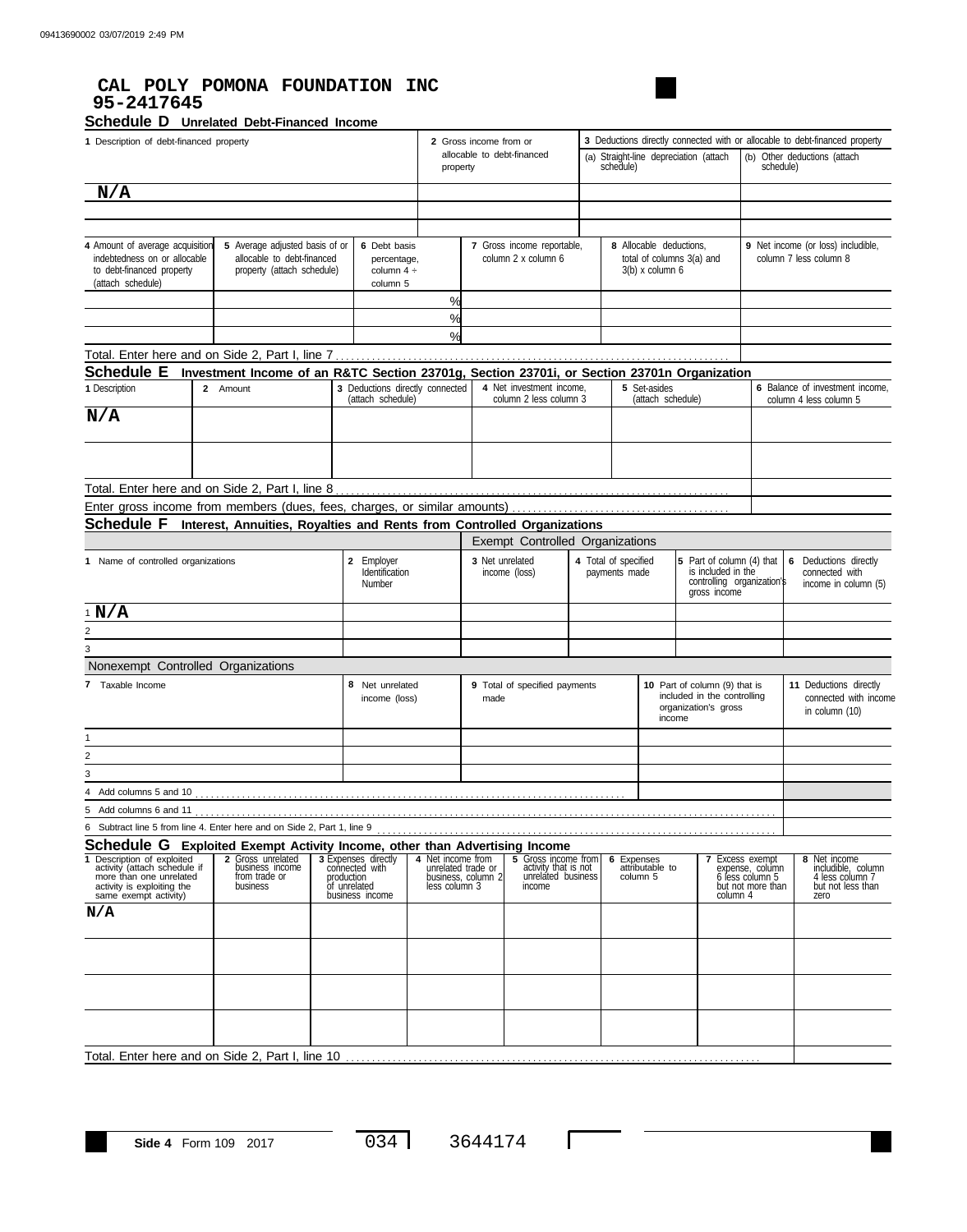09413690002 03/07/2019 2:49 PM

**CAL POLY POMONA FOUNDATION INC**
**95-2417645**

## Schedule D Unrelated Debt-Financed Income

| 1 Description of debt-financed property | 2 Gross income from or allocable to debt-financed property | 3 Deductions directly connected with or allocable to debt-financed property (a) Straight-line depreciation (attach schedule) | (b) Other deductions (attach schedule) |
|---|---|---|---|
| N/A | | | |
| | | | |
| | | | |

| 4 Amount of average acquisition indebtedness on or allocable to debt-financed property (attach schedule) | 5 Average adjusted basis of or allocable to debt-financed property (attach schedule) | 6 Debt basis percentage, column 4 ÷ column 5 | 7 Gross income reportable, column 2 x column 6 | 8 Allocable deductions, total of columns 3(a) and 3(b) x column 6 | 9 Net income (or loss) includible, column 7 less column 8 |
|---|---|---|---|---|---|
| | | % | | | |
| | | % | | | |
| | | % | | | |

Total. Enter here and on Side 2, Part I, line 7

## Schedule E Investment Income of an R&TC Section 23701g, Section 23701i, or Section 23701n Organization

| 1 Description | 2 Amount | 3 Deductions directly connected (attach schedule) | 4 Net investment income, column 2 less column 3 | 5 Set-asides (attach schedule) | 6 Balance of investment income, column 4 less column 5 |
|---|---|---|---|---|---|
| N/A | | | | | |
| | | | | | |

Total. Enter here and on Side 2, Part I, line 8

Enter gross income from members (dues, fees, charges, or similar amounts)

## Schedule F Interest, Annuities, Royalties and Rents from Controlled Organizations

Exempt Controlled Organizations

| 1 Name of controlled organizations | 2 Employer Identification Number | 3 Net unrelated income (loss) | 4 Total of specified payments made | 5 Part of column (4) that is included in the controlling organization's gross income | 6 Deductions directly connected with income in column (5) |
|---|---|---|---|---|---|
| 1 N/A | | | | | |
| 2 | | | | | |
| 3 | | | | | |

Nonexempt Controlled Organizations

| 7 Taxable Income | 8 Net unrelated income (loss) | 9 Total of specified payments made | 10 Part of column (9) that is included in the controlling organization's gross income | 11 Deductions directly connected with income in column (10) |
|---|---|---|---|---|
| 1 | | | | |
| 2 | | | | |
| 3 | | | | |

4 Add columns 5 and 10

5 Add columns 6 and 11

6 Subtract line 5 from line 4. Enter here and on Side 2, Part I, line 9

## Schedule G Exploited Exempt Activity Income, other than Advertising Income

| 1 Description of exploited activity (attach schedule if more than one unrelated activity is exploiting the same exempt activity) | 2 Gross unrelated business income from trade or business | 3 Expenses directly connected with production of unrelated business income | 4 Net income from unrelated trade or business, column 2 less column 3 | 5 Gross income from activity that is not unrelated business income | 6 Expenses attributable to column 5 | 7 Excess exempt expense, column 6 less column 5 but not more than column 4 | 8 Net income includible, column 4 less column 7 but not less than zero |
|---|---|---|---|---|---|---|---|
| N/A | | | | | | | |
| | | | | | | | |
| | | | | | | | |
| | | | | | | | |

Total. Enter here and on Side 2, Part I, line 10

Side 4 Form 109 2017 034 3644174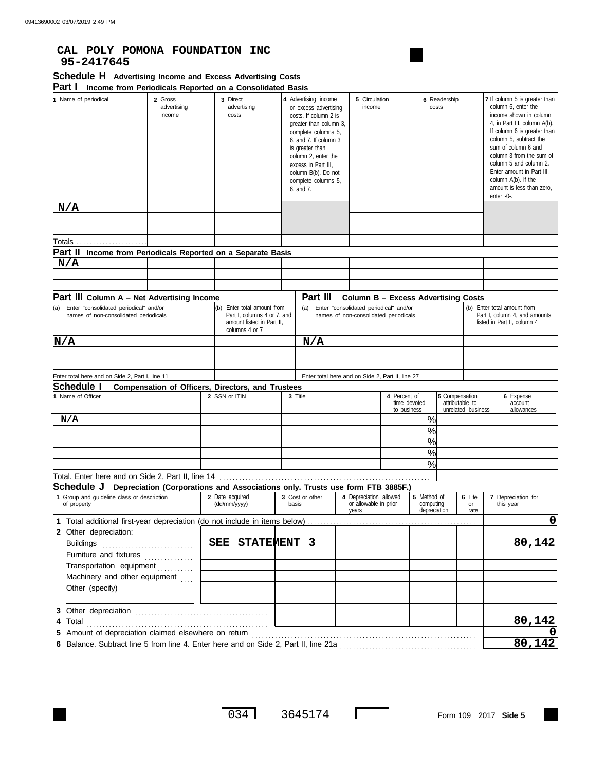**CAL POLY POMONA FOUNDATION INC**
**95-2417645**

## Schedule H Advertising Income and Excess Advertising Costs

### Part I Income from Periodicals Reported on a Consolidated Basis

| 1 Name of periodical | 2 Gross advertising income | 3 Direct advertising costs | 4 Advertising income or excess advertising costs. If column 2 is greater than column 3, complete columns 5, 6, and 7. If column 3 is greater than column 2, enter the excess in Part III, column B(b). Do not complete columns 5, 6, and 7. | 5 Circulation income | 6 Readership costs | 7 If column 5 is greater than column 6, enter the income shown in column 4, in Part III, column A(b). If column 6 is greater than column 5, subtract the sum of column 6 and column 3 from the sum of column 5 and column 2. Enter amount in Part III, column A(b). If the amount is less than zero, enter -0-. |
|---|---|---|---|---|---|---|
| N/A | | | | | | |
| | | | | | | |
| | | | | | | |
| Totals | | | | | | |

### Part II Income from Periodicals Reported on a Separate Basis

| | | | | | | |
|---|---|---|---|---|---|---|
| N/A | | | | | | |
| | | | | | | |
| | | | | | | |

### Part III Column A – Net Advertising Income / Column B – Excess Advertising Costs

| (a) Enter "consolidated periodical" and/or names of non-consolidated periodicals | (b) Enter total amount from Part I, columns 4 or 7, and amount listed in Part II, columns 4 or 7 | (a) Enter "consolidated periodical" and/or names of non-consolidated periodicals | (b) Enter total amount from Part I, column 4, and amounts listed in Part II, column 4 |
|---|---|---|---|
| N/A | | N/A | |
| | | | |
| | | | |
| Enter total here and on Side 2, Part I, line 11 | | Enter total here and on Side 2, Part II, line 27 | |

## Schedule I Compensation of Officers, Directors, and Trustees

| 1 Name of Officer | 2 SSN or ITIN | 3 Title | 4 Percent of time devoted to business | 5 Compensation attributable to unrelated business | 6 Expense account allowances |
|---|---|---|---|---|---|
| N/A | | | % | | |
| | | | % | | |
| | | | % | | |
| | | | % | | |
| | | | % | | |
| Total. Enter here and on Side 2, Part II, line 14 | | | | | |

## Schedule J Depreciation (Corporations and Associations only. Trusts use form FTB 3885F.)

| 1 Group and guideline class or description of property | 2 Date acquired (dd/mm/yyyy) | 3 Cost or other basis | 4 Depreciation allowed or allowable in prior years | 5 Method of computing depreciation | 6 Life or rate | 7 Depreciation for this year |
|---|---|---|---|---|---|---|
| 1 Total additional first-year depreciation (do not include in items below) | | | | | | 0 |
| 2 Other depreciation: | | | | | | |
| Buildings | SEE STATEMENT 3 | | | | | 80,142 |
| Furniture and fixtures | | | | | | |
| Transportation equipment | | | | | | |
| Machinery and other equipment | | | | | | |
| Other (specify) | | | | | | |
| | | | | | | |
| 3 Other depreciation | | | | | | |
| 4 Total | | | | | | 80,142 |
| 5 Amount of depreciation claimed elsewhere on return | | | | | | 0 |
| 6 Balance. Subtract line 5 from line 4. Enter here and on Side 2, Part II, line 21a | | | | | | 80,142 |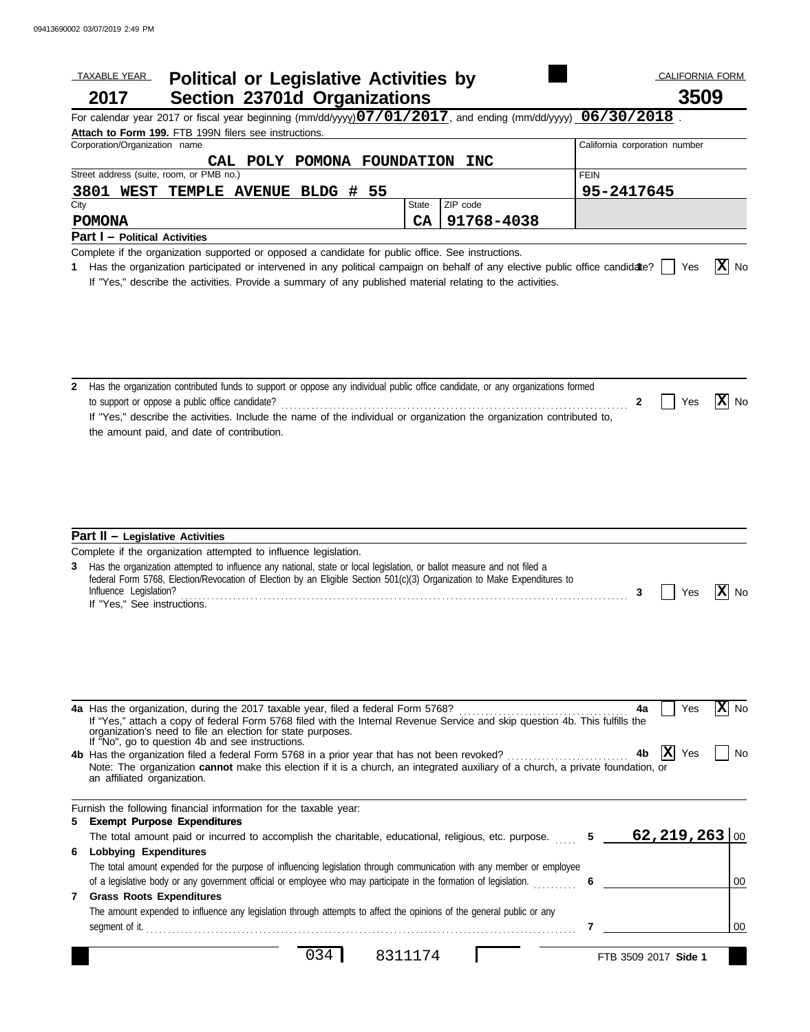TAXABLE YEAR **2017**

# Political or Legislative Activities by Section 23701d Organizations

CALIFORNIA FORM **3509**

For calendar year 2017 or fiscal year beginning (mm/dd/yyyy) **07/01/2017**, and ending (mm/dd/yyyy) **06/30/2018**.

**Attach to Form 199.** FTB 199N filers see instructions.

| Corporation/Organization name | | | California corporation number |
|---|---|---|---|
| CAL POLY POMONA FOUNDATION INC | | | |
| Street address (suite, room, or PMB no.) | | | FEIN |
| 3801 WEST TEMPLE AVENUE BLDG # 55 | | | 95-2417645 |
| City | State | ZIP code | |
| POMONA | CA | 91768-4038 | |

## Part I – Political Activities

Complete if the organization supported or opposed a candidate for public office. See instructions.

**1** Has the organization participated or intervened in any political campaign on behalf of any elective public office candidate? **1** ☐ Yes ☒ No

If "Yes," describe the activities. Provide a summary of any published material relating to the activities.

**2** Has the organization contributed funds to support or oppose any individual public office candidate, or any organizations formed to support or oppose a public office candidate? **2** ☐ Yes ☒ No

If "Yes," describe the activities. Include the name of the individual or organization the organization contributed to, the amount paid, and date of contribution.

## Part II – Legislative Activities

Complete if the organization attempted to influence legislation.

**3** Has the organization attempted to influence any national, state or local legislation, or ballot measure and not filed a federal Form 5768, Election/Revocation of Election by an Eligible Section 501(c)(3) Organization to Make Expenditures to Influence Legislation? **3** ☐ Yes ☒ No

If "Yes," See instructions.

**4a** Has the organization, during the 2017 taxable year, filed a federal Form 5768? **4a** ☐ Yes ☒ No

If "Yes," attach a copy of federal Form 5768 filed with the Internal Revenue Service and skip question 4b. This fulfills the organization's need to file an election for state purposes.
If "No", go to question 4b and see instructions.

**4b** Has the organization filed a federal Form 5768 in a prior year that has not been revoked? **4b** ☒ Yes ☐ No

Note: The organization **cannot** make this election if it is a church, an integrated auxiliary of a church, a private foundation, or an affiliated organization.

Furnish the following financial information for the taxable year:

**5 Exempt Purpose Expenditures**
The total amount paid or incurred to accomplish the charitable, educational, religious, etc. purpose. **5** 62,219,263 00

**6 Lobbying Expenditures**
The total amount expended for the purpose of influencing legislation through communication with any member or employee of a legislative body or any government official or employee who may participate in the formation of legislation. **6** 00

**7 Grass Roots Expenditures**
The amount expended to influence any legislation through attempts to affect the opinions of the general public or any segment of it. **7** 00

034 8311174

FTB 3509 2017 **Side 1**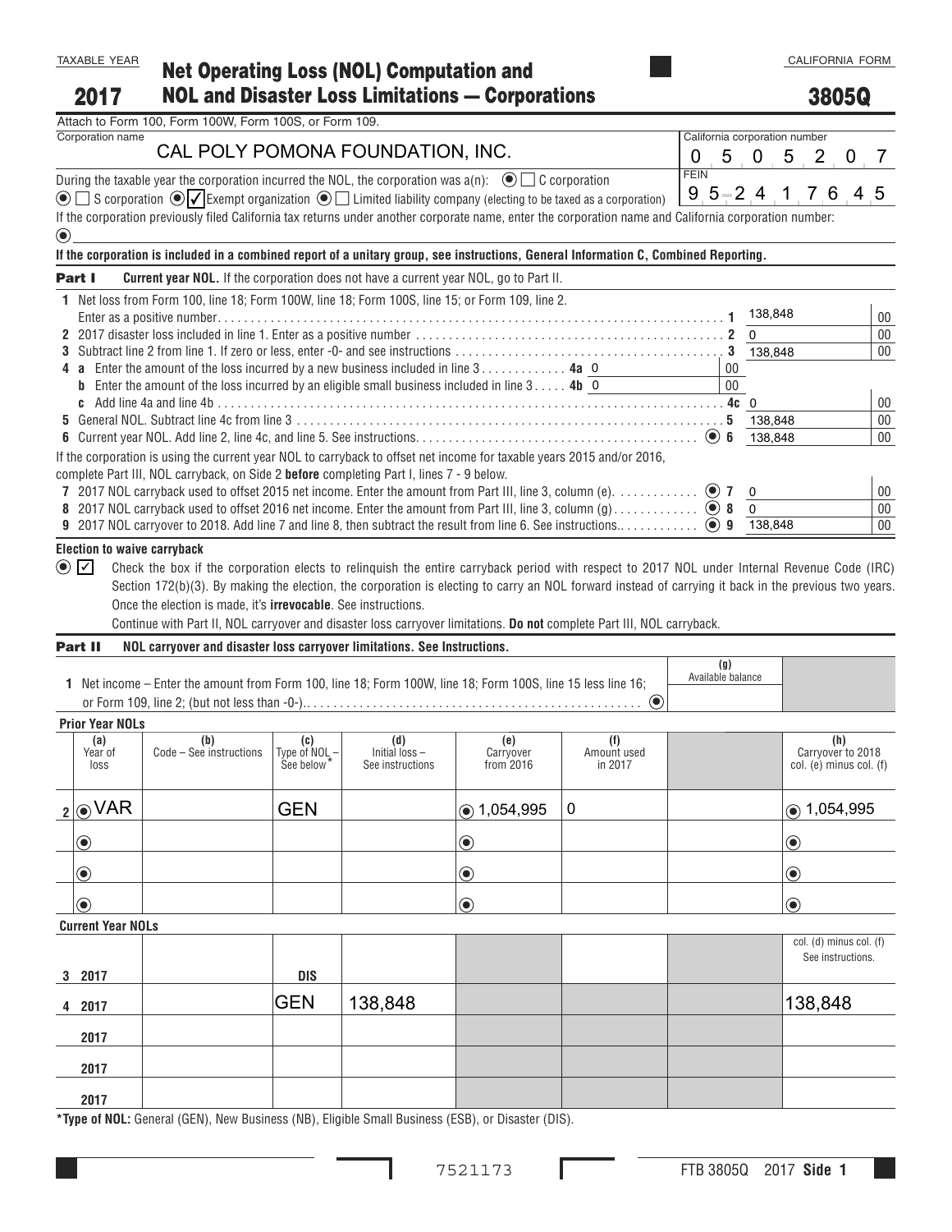TAXABLE YEAR

**2017**

# Net Operating Loss (NOL) Computation and NOL and Disaster Loss Limitations — Corporations

CALIFORNIA FORM

**3805Q**

Attach to Form 100, Form 100W, Form 100S, or Form 109.

| Corporation name | California corporation number |
|---|---|
| CAL POLY POMONA FOUNDATION, INC. | 0505207 |

During the taxable year the corporation incurred the NOL, the corporation was a(n): ☐ C corporation ☐ S corporation ☑ Exempt organization ☐ Limited liability company (electing to be taxed as a corporation)

FEIN: 95-2417645

If the corporation previously filed California tax returns under another corporate name, enter the corporation name and California corporation number:

**If the corporation is included in a combined report of a unitary group, see instructions, General Information C, Combined Reporting.**

**Part I** **Current year NOL.** If the corporation does not have a current year NOL, go to Part II.

| Line | Description | Amount |
|---|---|---|
| 1 | Net loss from Form 100, line 18; Form 100W, line 18; Form 100S, line 15; or Form 109, line 2. Enter as a positive number | 138,848 00 |
| 2 | 2017 disaster loss included in line 1. Enter as a positive number | 0 00 |
| 3 | Subtract line 2 from line 1. If zero or less, enter -0- and see instructions | 138,848 00 |
| 4a | Enter the amount of the loss incurred by a new business included in line 3 — 4a: 0 00 | |
| 4b | Enter the amount of the loss incurred by an eligible small business included in line 3 — 4b: 0 00 | |
| 4c | Add line 4a and line 4b | 0 00 |
| 5 | General NOL. Subtract line 4c from line 3 | 138,848 00 |
| 6 | Current year NOL. Add line 2, line 4c, and line 5. See instructions | 138,848 00 |

If the corporation is using the current year NOL to carryback to offset net income for taxable years 2015 and/or 2016, complete Part III, NOL carryback, on Side 2 **before** completing Part I, lines 7 - 9 below.

| Line | Description | Amount |
|---|---|---|
| 7 | 2017 NOL carryback used to offset 2015 net income. Enter the amount from Part III, line 3, column (e) | 0 00 |
| 8 | 2017 NOL carryback used to offset 2016 net income. Enter the amount from Part III, line 3, column (g) | 0 00 |
| 9 | 2017 NOL carryover to 2018. Add line 7 and line 8, then subtract the result from line 6. See instructions | 138,848 00 |

**Election to waive carryback**

☑ Check the box if the corporation elects to relinquish the entire carryback period with respect to 2017 NOL under Internal Revenue Code (IRC) Section 172(b)(3). By making the election, the corporation is electing to carry an NOL forward instead of carrying it back in the previous two years. Once the election is made, it's **irrevocable**. See instructions.

Continue with Part II, NOL carryover and disaster loss carryover limitations. **Do not** complete Part III, NOL carryback.

**Part II** **NOL carryover and disaster loss carryover limitations. See Instructions.**

1 Net income – Enter the amount from Form 100, line 18; Form 100W, line 18; Form 100S, line 15 less line 16; or Form 109, line 2; (but not less than -0-). — (g) Available balance:

**Prior Year NOLs**

| | (a) Year of loss | (b) Code – See instructions | (c) Type of NOL – See below* | (d) Initial loss – See instructions | (e) Carryover from 2016 | (f) Amount used in 2017 | (g) Available balance | (h) Carryover to 2018 col. (e) minus col. (f) |
|---|---|---|---|---|---|---|---|---|
| 2 | VAR | | GEN | | 1,054,995 | 0 | | 1,054,995 |
| | | | | | | | | |
| | | | | | | | | |
| | | | | | | | | |

**Current Year NOLs**

| | (a) Year of loss | (b) Code | (c) Type of NOL | (d) Initial loss | (e) | (f) | (g) | (h) col. (d) minus col. (f) See instructions. |
|---|---|---|---|---|---|---|---|---|
| 3 | 2017 | | DIS | | | | | |
| 4 | 2017 | | GEN | 138,848 | | | | 138,848 |
| | 2017 | | | | | | | |
| | 2017 | | | | | | | |
| | 2017 | | | | | | | |

***Type of NOL:** General (GEN), New Business (NB), Eligible Small Business (ESB), or Disaster (DIS).

7521173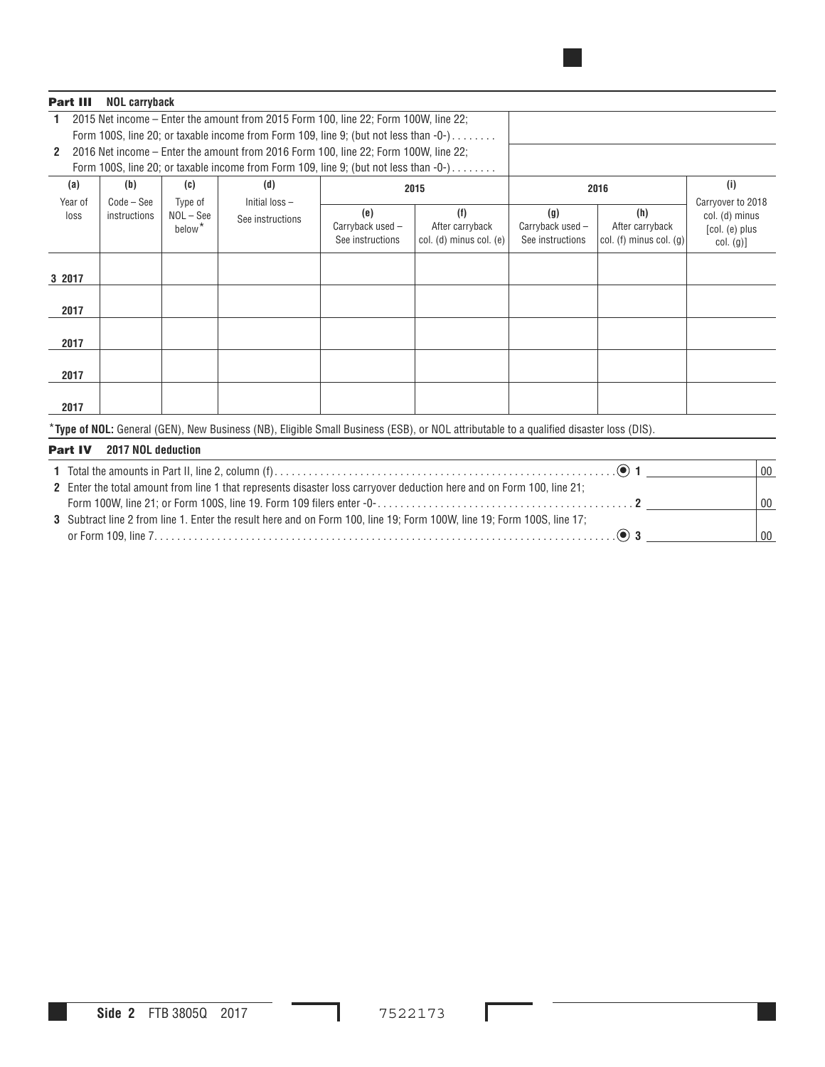## Part III NOL carryback

1 2015 Net income – Enter the amount from 2015 Form 100, line 22; Form 100W, line 22; Form 100S, line 20; or taxable income from Form 109, line 9; (but not less than -0-) . . . . . . . .

2 2016 Net income – Enter the amount from 2016 Form 100, line 22; Form 100W, line 22; Form 100S, line 20; or taxable income from Form 109, line 9; (but not less than -0-) . . . . . . . .

| (a) | (b) | (c) | (d) | 2015 | | 2016 | | (i) |
|---|---|---|---|---|---|---|---|---|
| Year of loss | Code – See instructions | Type of NOL – See below* | Initial loss – See instructions | (e) Carryback used – See instructions | (f) After carryback col. (d) minus col. (e) | (g) Carryback used – See instructions | (h) After carryback col. (f) minus col. (g) | Carryover to 2018 col. (d) minus [col. (e) plus col. (g)] |
| 3 2017 | | | | | | | | |
| 2017 | | | | | | | | |
| 2017 | | | | | | | | |
| 2017 | | | | | | | | |
| 2017 | | | | | | | | |

***Type of NOL:** General (GEN), New Business (NB), Eligible Small Business (ESB), or NOL attributable to a qualified disaster loss (DIS).

## Part IV 2017 NOL deduction

**1** Total the amounts in Part II, line 2, column (f). . . . . . . . . . . . . . . . . . . . . . . . . . . . . . . . . . . . . . . . . . . . . . . . . . . . . . . . . . . . . ◉ **1** ______ 00

**2** Enter the total amount from line 1 that represents disaster loss carryover deduction here and on Form 100, line 21; Form 100W, line 21; or Form 100S, line 19. Form 109 filers enter -0-. . . . . . . . . . . . . . . . . . . . . . . . . . . . . . . . . . . . . . . . . . . . . **2** ______ 00

**3** Subtract line 2 from line 1. Enter the result here and on Form 100, line 19; Form 100W, line 19; Form 100S, line 17; or Form 109, line 7. . . . . . . . . . . . . . . . . . . . . . . . . . . . . . . . . . . . . . . . . . . . . . . . . . . . . . . . . . . . . . . . . . . . . . . . . . . . . . . . ◉ **3** ______ 00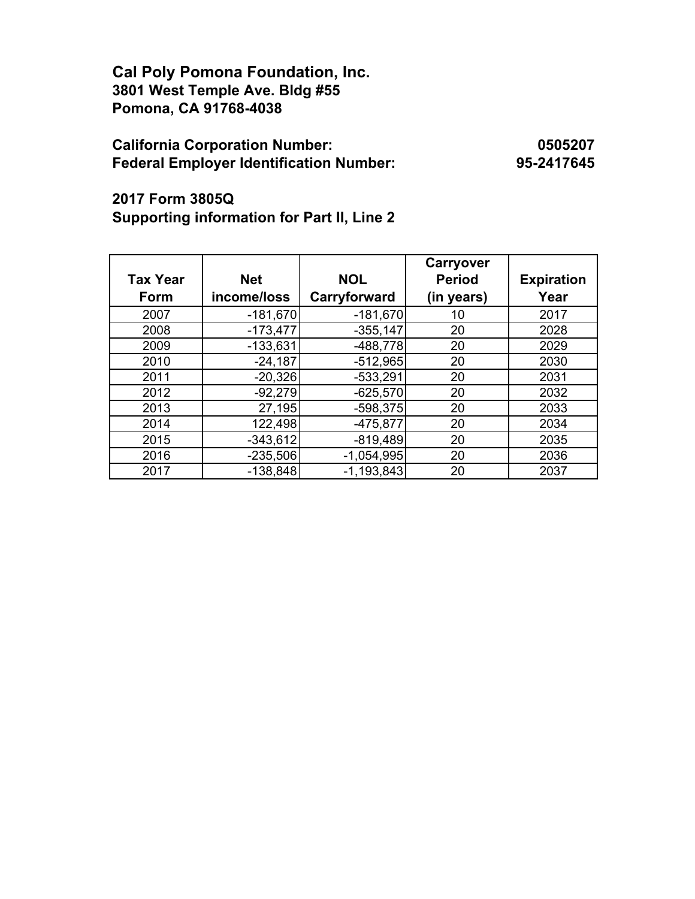**Cal Poly Pomona Foundation, Inc.**
**3801 West Temple Ave. Bldg #55**
**Pomona, CA 91768-4038**

| | |
|---|---|
| **California Corporation Number:** | **0505207** |
| **Federal Employer Identification Number:** | **95-2417645** |

**2017 Form 3805Q**
**Supporting information for Part II, Line 2**

| Tax Year Form | Net income/loss | NOL Carryforward | Carryover Period (in years) | Expiration Year |
|---|---|---|---|---|
| 2007 | -181,670 | -181,670 | 10 | 2017 |
| 2008 | -173,477 | -355,147 | 20 | 2028 |
| 2009 | -133,631 | -488,778 | 20 | 2029 |
| 2010 | -24,187 | -512,965 | 20 | 2030 |
| 2011 | -20,326 | -533,291 | 20 | 2031 |
| 2012 | -92,279 | -625,570 | 20 | 2032 |
| 2013 | 27,195 | -598,375 | 20 | 2033 |
| 2014 | 122,498 | -475,877 | 20 | 2034 |
| 2015 | -343,612 | -819,489 | 20 | 2035 |
| 2016 | -235,506 | -1,054,995 | 20 | 2036 |
| 2017 | -138,848 | -1,193,843 | 20 | 2037 |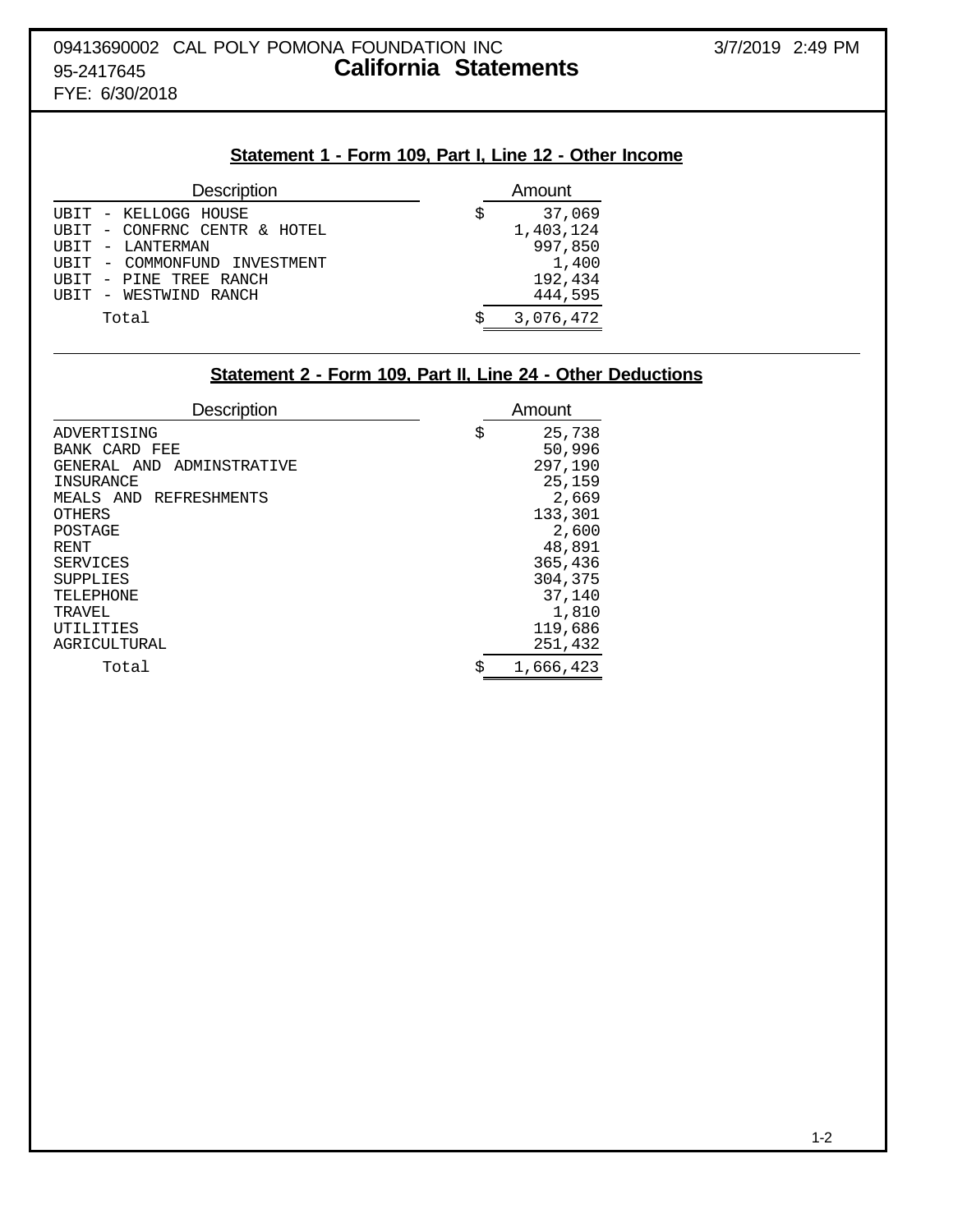09413690002 CAL POLY POMONA FOUNDATION INC

95-2417645

FYE: 6/30/2018

# California Statements

## Statement 1 - Form 109, Part I, Line 12 - Other Income

| Description | Amount |
|---|---|
| UBIT - KELLOGG HOUSE | $ 37,069 |
| UBIT - CONFRNC CENTR & HOTEL | 1,403,124 |
| UBIT - LANTERMAN | 997,850 |
| UBIT - COMMONFUND INVESTMENT | 1,400 |
| UBIT - PINE TREE RANCH | 192,434 |
| UBIT - WESTWIND RANCH | 444,595 |
| Total | $ 3,076,472 |

## Statement 2 - Form 109, Part II, Line 24 - Other Deductions

| Description | Amount |
|---|---|
| ADVERTISING | $ 25,738 |
| BANK CARD FEE | 50,996 |
| GENERAL AND ADMINSTRATIVE | 297,190 |
| INSURANCE | 25,159 |
| MEALS AND REFRESHMENTS | 2,669 |
| OTHERS | 133,301 |
| POSTAGE | 2,600 |
| RENT | 48,891 |
| SERVICES | 365,436 |
| SUPPLIES | 304,375 |
| TELEPHONE | 37,140 |
| TRAVEL | 1,810 |
| UTILITIES | 119,686 |
| AGRICULTURAL | 251,432 |
| Total | $ 1,666,423 |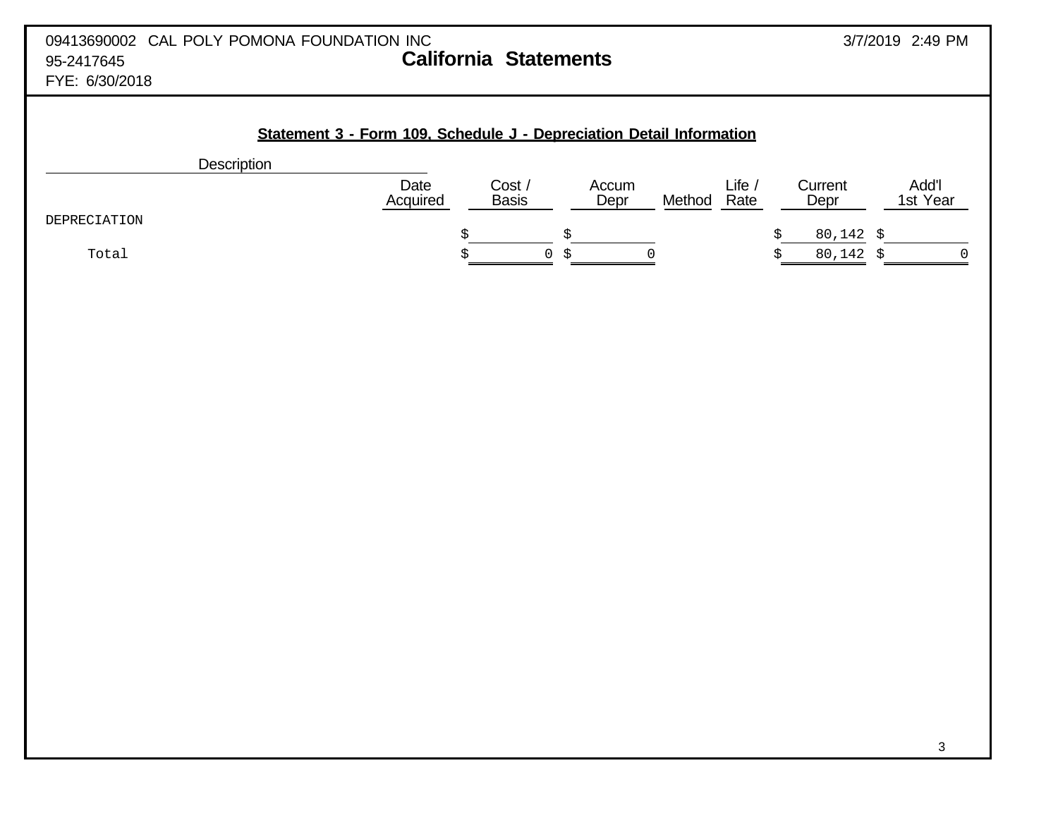09413690002 CAL POLY POMONA FOUNDATION INC
95-2417645
FYE: 6/30/2018

3/7/2019 2:49 PM

# California Statements

## Statement 3 - Form 109, Schedule J - Depreciation Detail Information

| Description | Date Acquired | Cost / Basis | Accum Depr | Method | Life / Rate | Current Depr | Add'l 1st Year |
|---|---|---|---|---|---|---|---|
| DEPRECIATION | | $ | $ | | | $ 80,142 | $ |
| Total | | $ 0 | $ 0 | | | $ 80,142 | $ 0 |